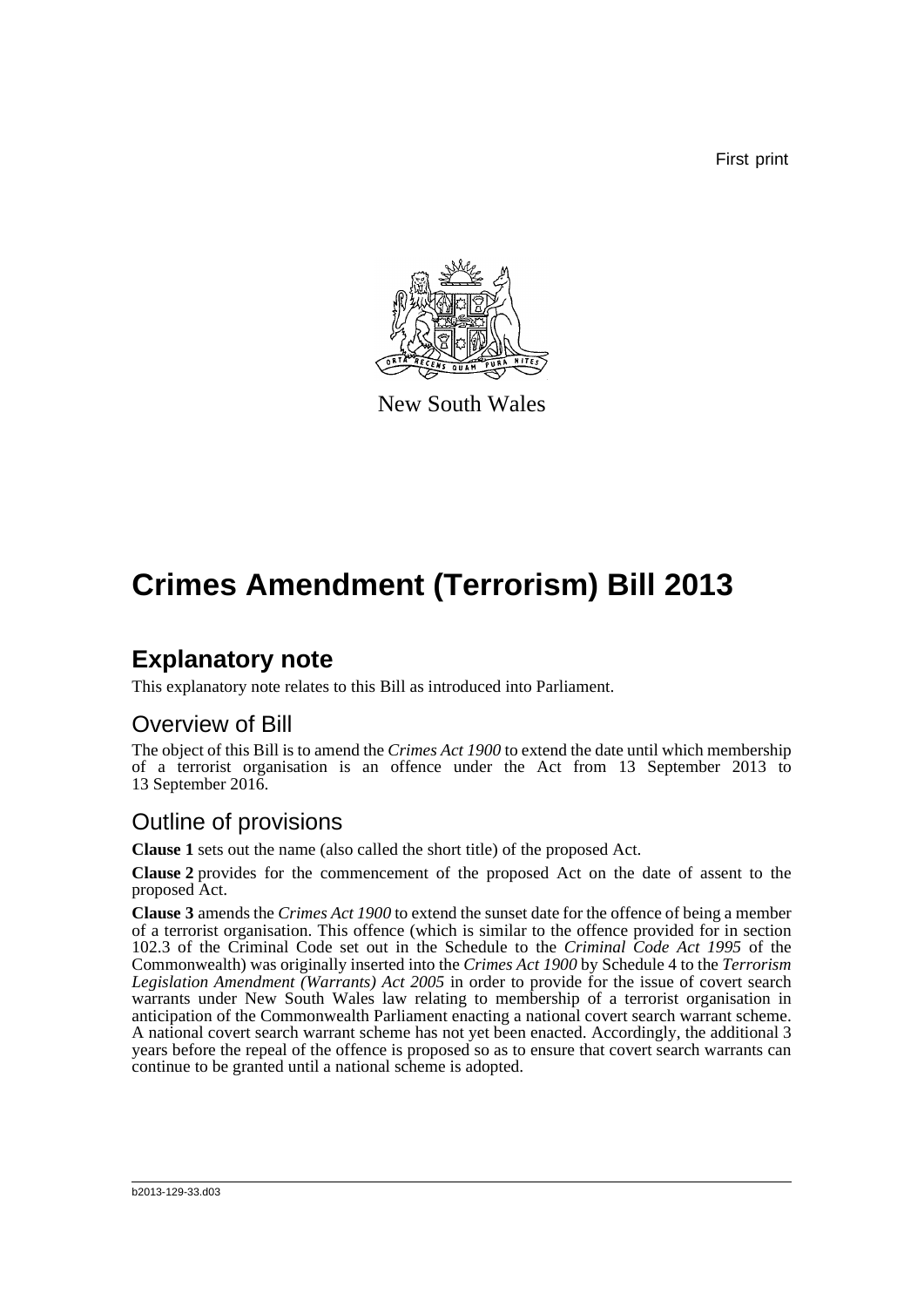First print

New South Wales

# Crimes Amendment (Terrorism) Bill 2013

## Explanatory note

This explanatory note relates to this Bill as introduced into Parliament.

### Overview of Bill

The object of this Bill is to amend the *Crimes Act 1900* to extend the date until which membership of a terrorist organisation is an offence under the Act from 13 September 2013 to 13 September 2016.

### Outline of provisions

**Clause 1** sets out the name (also called the short title) of the proposed Act.

**Clause 2** provides for the commencement of the proposed Act on the date of assent to the proposed Act.

**Clause 3** amends the *Crimes Act 1900* to extend the sunset date for the offence of being a member of a terrorist organisation. This offence (which is similar to the offence provided for in section 102.3 of the Criminal Code set out in the Schedule to the *Criminal Code Act 1995* of the Commonwealth) was originally inserted into the *Crimes Act 1900* by Schedule 4 to the *Terrorism Legislation Amendment (Warrants) Act 2005* in order to provide for the issue of covert search warrants under New South Wales law relating to membership of a terrorist organisation in anticipation of the Commonwealth Parliament enacting a national covert search warrant scheme. A national covert search warrant scheme has not yet been enacted. Accordingly, the additional 3 years before the repeal of the offence is proposed so as to ensure that covert search warrants can continue to be granted until a national scheme is adopted.

b2013-129-33.d03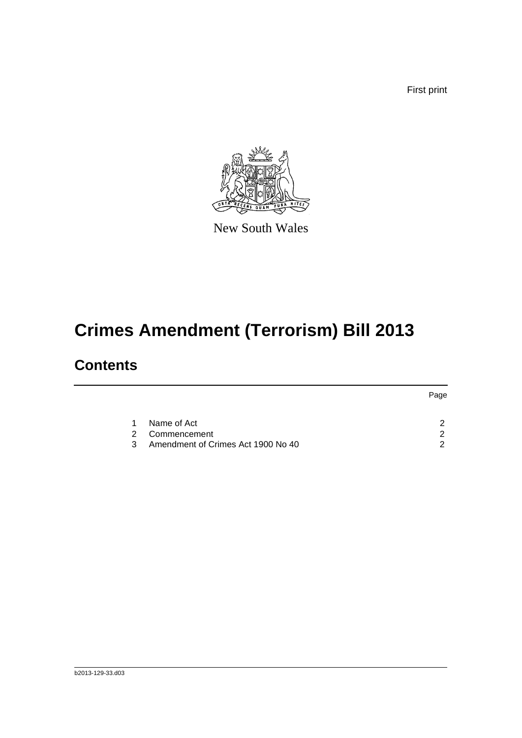First print

New South Wales

# Crimes Amendment (Terrorism) Bill 2013

## Contents

| | | Page |
|---|---|---|
| 1 | Name of Act | 2 |
| 2 | Commencement | 2 |
| 3 | Amendment of Crimes Act 1900 No 40 | 2 |

b2013-129-33.d03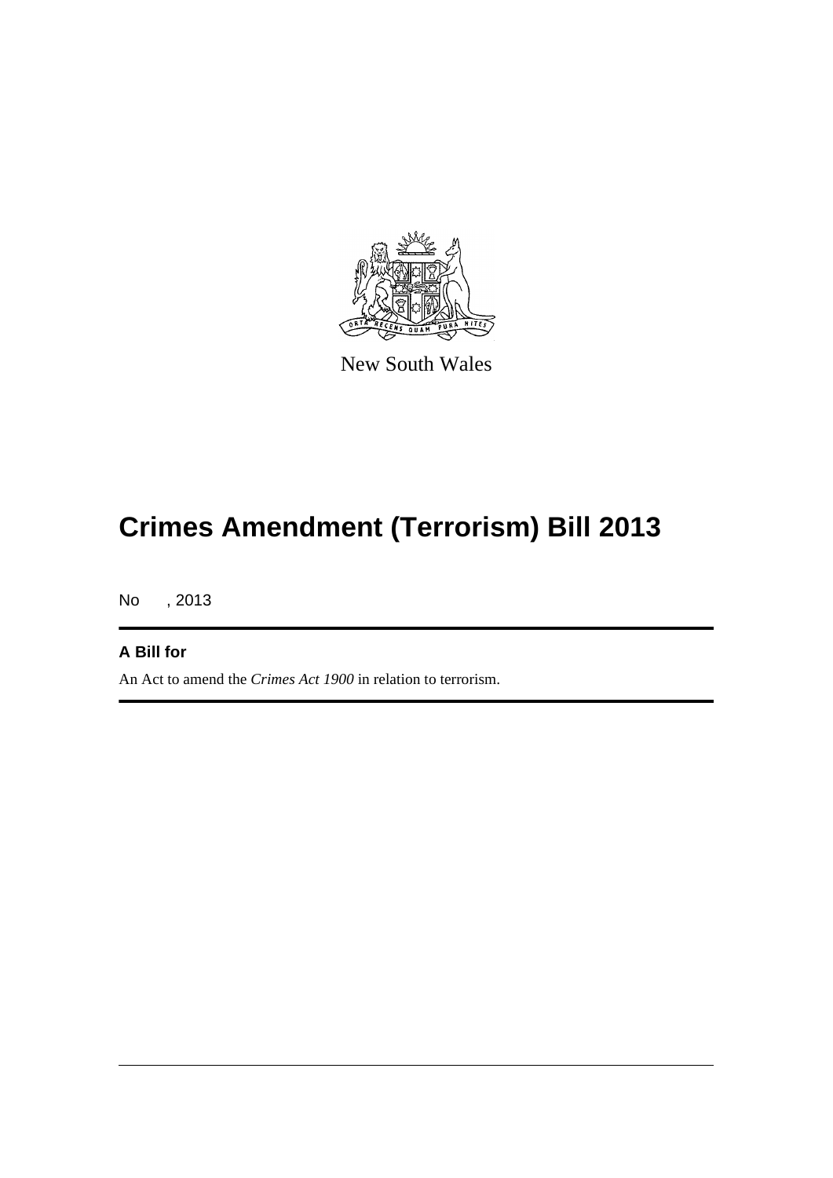New South Wales

# Crimes Amendment (Terrorism) Bill 2013

No , 2013

**A Bill for**

An Act to amend the *Crimes Act 1900* in relation to terrorism.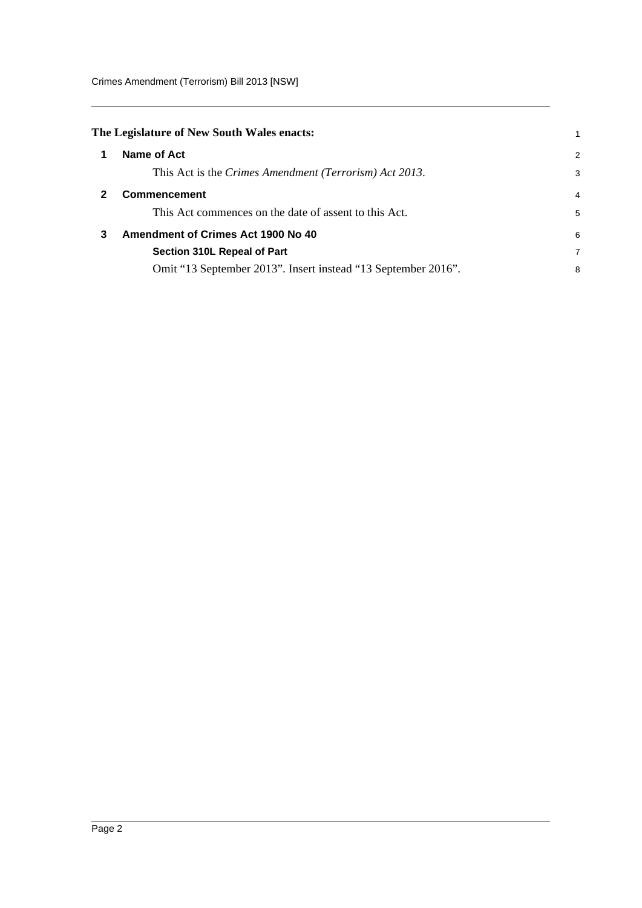**The Legislature of New South Wales enacts:**

## 1 Name of Act

This Act is the *Crimes Amendment (Terrorism) Act 2013*.

## 2 Commencement

This Act commences on the date of assent to this Act.

## 3 Amendment of Crimes Act 1900 No 40

### Section 310L Repeal of Part

Omit "13 September 2013". Insert instead "13 September 2016".